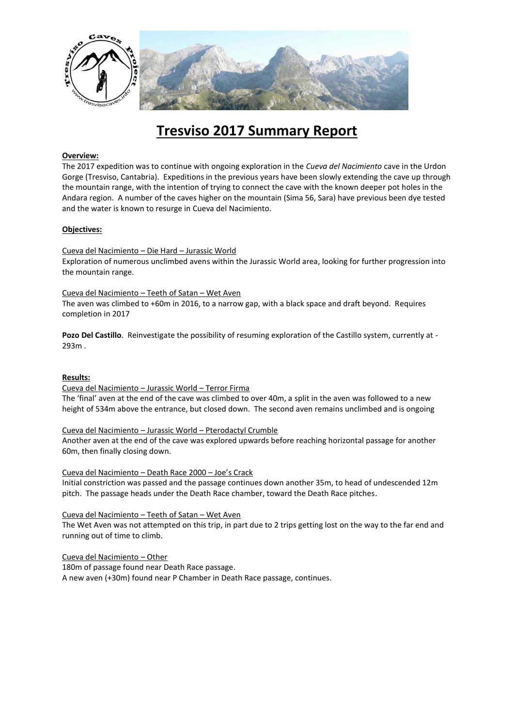# Tresviso 2017 Summary Report

**Overview:**

The 2017 expedition was to continue with ongoing exploration in the *Cueva del Nacimiento* cave in the Urdon Gorge (Tresviso, Cantabria). Expeditions in the previous years have been slowly extending the cave up through the mountain range, with the intention of trying to connect the cave with the known deeper pot holes in the Andara region. A number of the caves higher on the mountain (Sima 56, Sara) have previous been dye tested and the water is known to resurge in Cueva del Nacimiento.

**Objectives:**

Cueva del Nacimiento – Die Hard – Jurassic World

Exploration of numerous unclimbed avens within the Jurassic World area, looking for further progression into the mountain range.

Cueva del Nacimiento – Teeth of Satan – Wet Aven

The aven was climbed to +60m in 2016, to a narrow gap, with a black space and draft beyond. Requires completion in 2017

**Pozo Del Castillo**. Reinvestigate the possibility of resuming exploration of the Castillo system, currently at -293m .

**Results:**

Cueva del Nacimiento – Jurassic World – Terror Firma

The 'final' aven at the end of the cave was climbed to over 40m, a split in the aven was followed to a new height of 534m above the entrance, but closed down. The second aven remains unclimbed and is ongoing

Cueva del Nacimiento – Jurassic World – Pterodactyl Crumble

Another aven at the end of the cave was explored upwards before reaching horizontal passage for another 60m, then finally closing down.

Cueva del Nacimiento – Death Race 2000 – Joe's Crack

Initial constriction was passed and the passage continues down another 35m, to head of undescended 12m pitch. The passage heads under the Death Race chamber, toward the Death Race pitches.

Cueva del Nacimiento – Teeth of Satan – Wet Aven

The Wet Aven was not attempted on this trip, in part due to 2 trips getting lost on the way to the far end and running out of time to climb.

Cueva del Nacimiento – Other

180m of passage found near Death Race passage.

A new aven (+30m) found near P Chamber in Death Race passage, continues.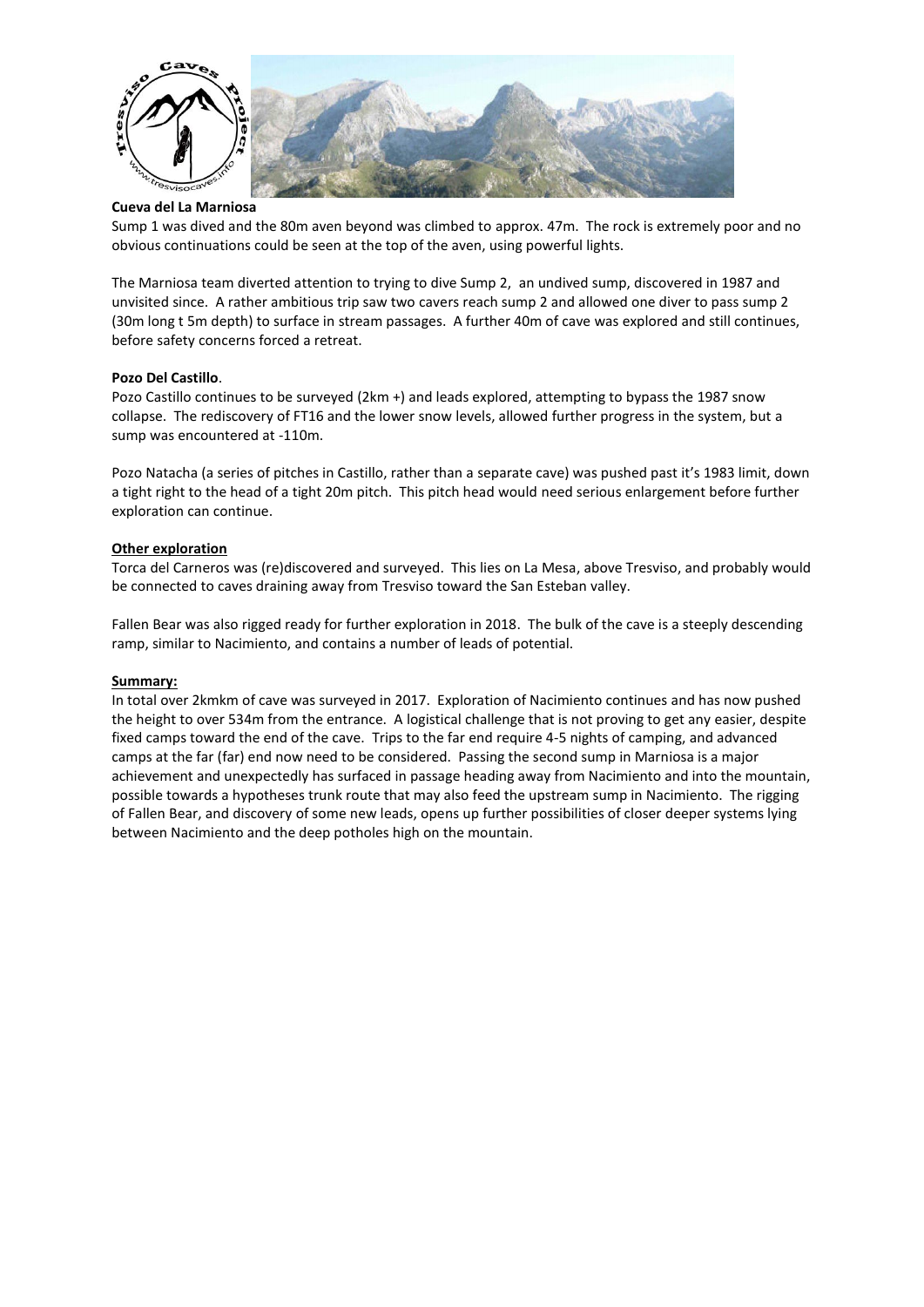**Cueva del La Marniosa**

Sump 1 was dived and the 80m aven beyond was climbed to approx. 47m. The rock is extremely poor and no obvious continuations could be seen at the top of the aven, using powerful lights.

The Marniosa team diverted attention to trying to dive Sump 2, an undived sump, discovered in 1987 and unvisited since. A rather ambitious trip saw two cavers reach sump 2 and allowed one diver to pass sump 2 (30m long t 5m depth) to surface in stream passages. A further 40m of cave was explored and still continues, before safety concerns forced a retreat.

**Pozo Del Castillo**.

Pozo Castillo continues to be surveyed (2km +) and leads explored, attempting to bypass the 1987 snow collapse. The rediscovery of FT16 and the lower snow levels, allowed further progress in the system, but a sump was encountered at -110m.

Pozo Natacha (a series of pitches in Castillo, rather than a separate cave) was pushed past it's 1983 limit, down a tight right to the head of a tight 20m pitch. This pitch head would need serious enlargement before further exploration can continue.

**Other exploration**

Torca del Carneros was (re)discovered and surveyed. This lies on La Mesa, above Tresviso, and probably would be connected to caves draining away from Tresviso toward the San Esteban valley.

Fallen Bear was also rigged ready for further exploration in 2018. The bulk of the cave is a steeply descending ramp, similar to Nacimiento, and contains a number of leads of potential.

**Summary:**

In total over 2kmkm of cave was surveyed in 2017. Exploration of Nacimiento continues and has now pushed the height to over 534m from the entrance. A logistical challenge that is not proving to get any easier, despite fixed camps toward the end of the cave. Trips to the far end require 4-5 nights of camping, and advanced camps at the far (far) end now need to be considered. Passing the second sump in Marniosa is a major achievement and unexpectedly has surfaced in passage heading away from Nacimiento and into the mountain, possible towards a hypotheses trunk route that may also feed the upstream sump in Nacimiento. The rigging of Fallen Bear, and discovery of some new leads, opens up further possibilities of closer deeper systems lying between Nacimiento and the deep potholes high on the mountain.